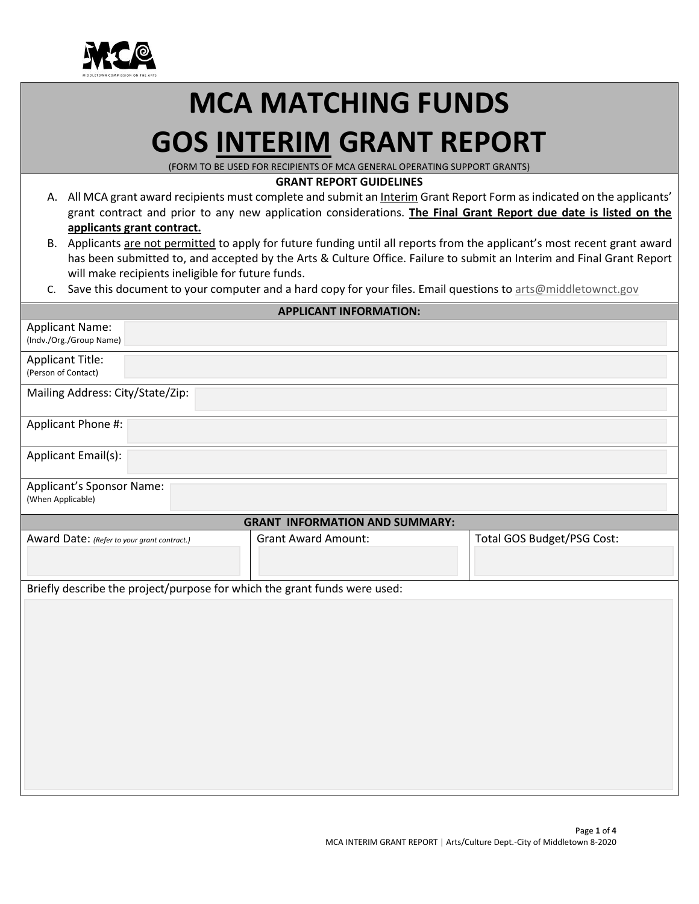# MCA MATCHING FUNDS

# GOS INTERIM GRANT REPORT

(FORM TO BE USED FOR RECIPIENTS OF MCA GENERAL OPERATING SUPPORT GRANTS)

**GRANT REPORT GUIDELINES**

A. All MCA grant award recipients must complete and submit an Interim Grant Report Form as indicated on the applicants' grant contract and prior to any new application considerations. **The Final Grant Report due date is listed on the applicants grant contract.**

B. Applicants are not permitted to apply for future funding until all reports from the applicant's most recent grant award has been submitted to, and accepted by the Arts & Culture Office. Failure to submit an Interim and Final Grant Report will make recipients ineligible for future funds.

C. Save this document to your computer and a hard copy for your files. Email questions to arts@middletownct.gov

**APPLICANT INFORMATION:**

| | |
|---|---|
| Applicant Name: (Indv./Org./Group Name) | |
| Applicant Title: (Person of Contact) | |
| Mailing Address: City/State/Zip: | |
| Applicant Phone #: | |
| Applicant Email(s): | |
| Applicant's Sponsor Name: (When Applicable) | |

**GRANT INFORMATION AND SUMMARY:**

| Award Date: *(Refer to your grant contract.)* | Grant Award Amount: | Total GOS Budget/PSG Cost: |
|---|---|---|
| | | |

Briefly describe the project/purpose for which the grant funds were used: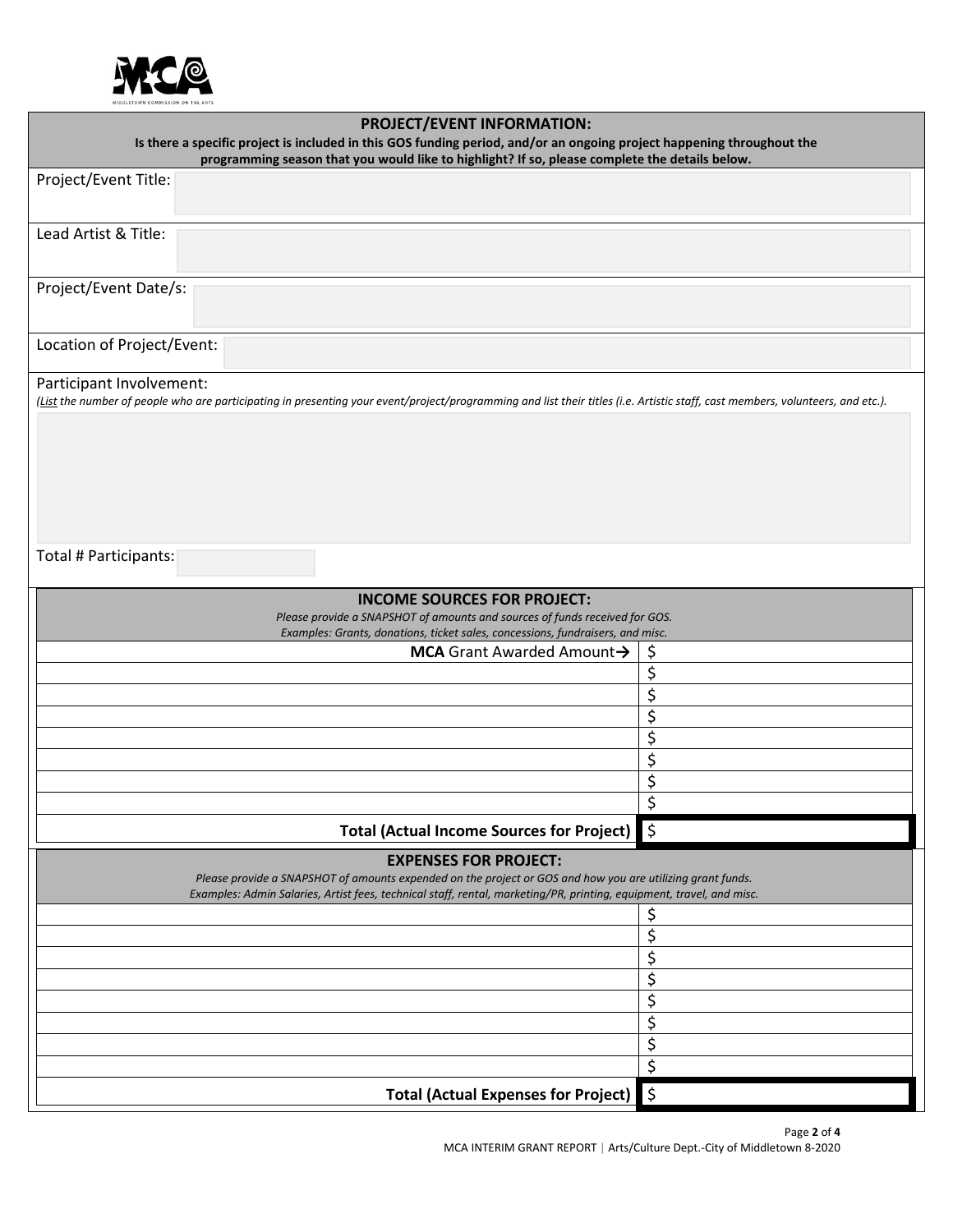## PROJECT/EVENT INFORMATION:

**Is there a specific project is included in this GOS funding period, and/or an ongoing project happening throughout the programming season that you would like to highlight? If so, please complete the details below.**

Project/Event Title:

Lead Artist & Title:

Project/Event Date/s:

Location of Project/Event:

Participant Involvement:

*(List the number of people who are participating in presenting your event/project/programming and list their titles (i.e. Artistic staff, cast members, volunteers, and etc.).*

Total # Participants:

### INCOME SOURCES FOR PROJECT:

*Please provide a SNAPSHOT of amounts and sources of funds received for GOS.*
*Examples: Grants, donations, ticket sales, concessions, fundraisers, and misc.*

| | |
|---|---|
| **MCA** Grant Awarded Amount→ | $ |
| | $ |
| | $ |
| | $ |
| | $ |
| | $ |
| | $ |
| | $ |
| **Total (Actual Income Sources for Project)** | $ |

### EXPENSES FOR PROJECT:

*Please provide a SNAPSHOT of amounts expended on the project or GOS and how you are utilizing grant funds.*
*Examples: Admin Salaries, Artist fees, technical staff, rental, marketing/PR, printing, equipment, travel, and misc.*

| | |
|---|---|
| | $ |
| | $ |
| | $ |
| | $ |
| | $ |
| | $ |
| | $ |
| | $ |
| **Total (Actual Expenses for Project)** | $ |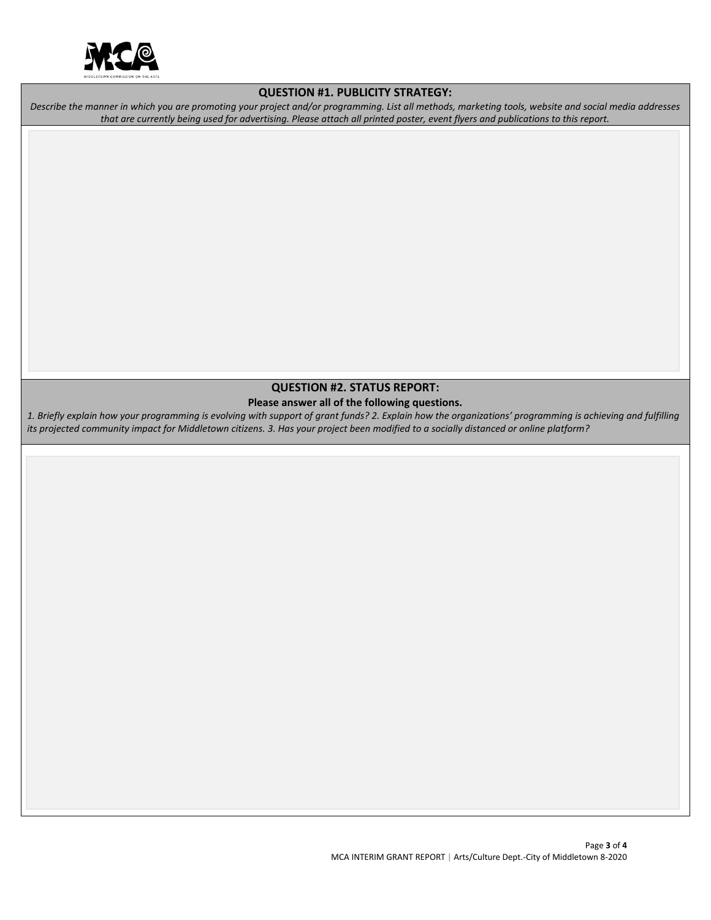## QUESTION #1. PUBLICITY STRATEGY:

*Describe the manner in which you are promoting your project and/or programming. List all methods, marketing tools, website and social media addresses that are currently being used for advertising. Please attach all printed poster, event flyers and publications to this report.*

## QUESTION #2. STATUS REPORT:

**Please answer all of the following questions.**

*1. Briefly explain how your programming is evolving with support of grant funds? 2. Explain how the organizations' programming is achieving and fulfilling its projected community impact for Middletown citizens. 3. Has your project been modified to a socially distanced or online platform?*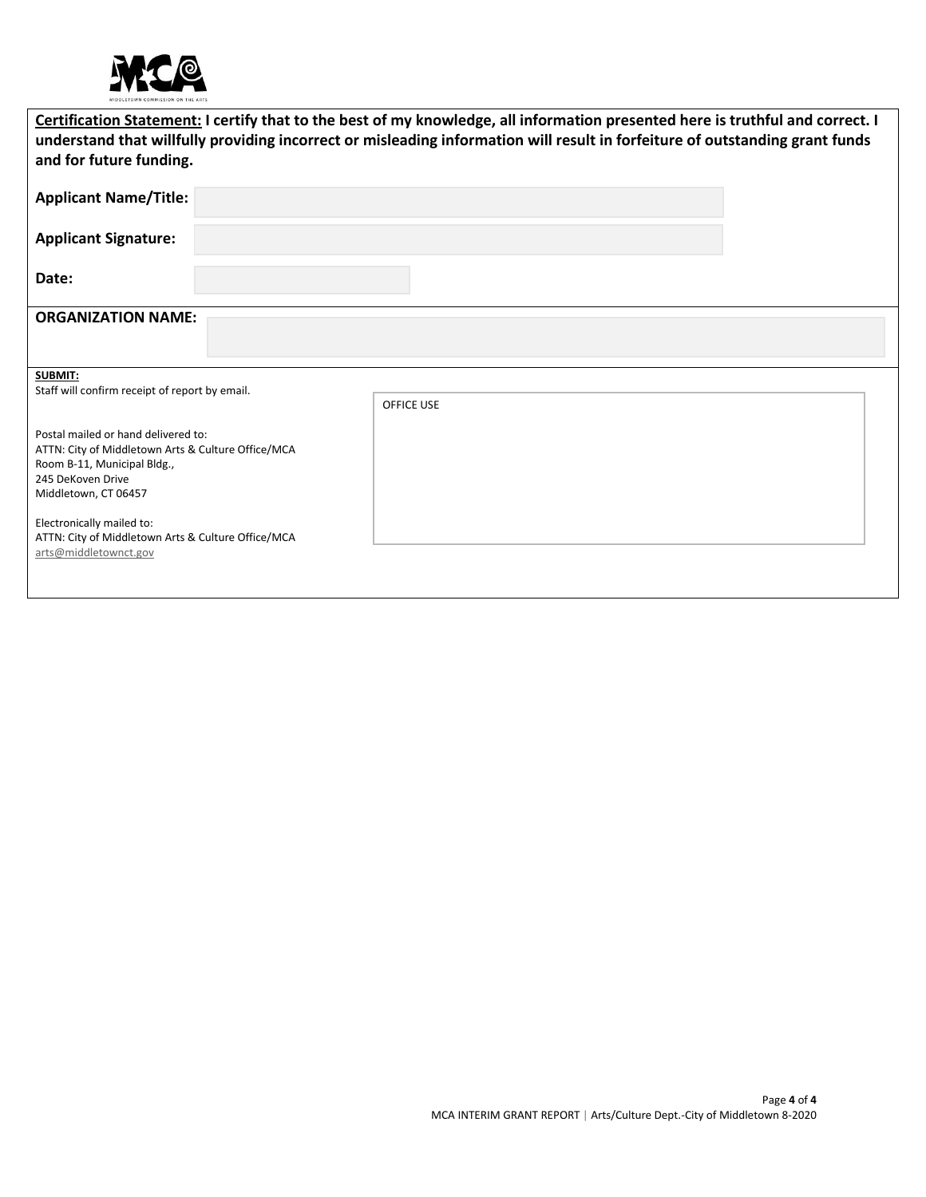**Certification Statement: I certify that to the best of my knowledge, all information presented here is truthful and correct. I understand that willfully providing incorrect or misleading information will result in forfeiture of outstanding grant funds and for future funding.**

**Applicant Name/Title:**

**Applicant Signature:**

**Date:**

**ORGANIZATION NAME:**

**SUBMIT:**

Staff will confirm receipt of report by email.

Postal mailed or hand delivered to:
ATTN: City of Middletown Arts & Culture Office/MCA
Room B-11, Municipal Bldg.,
245 DeKoven Drive
Middletown, CT 06457

Electronically mailed to:
ATTN: City of Middletown Arts & Culture Office/MCA
arts@middletownct.gov

OFFICE USE